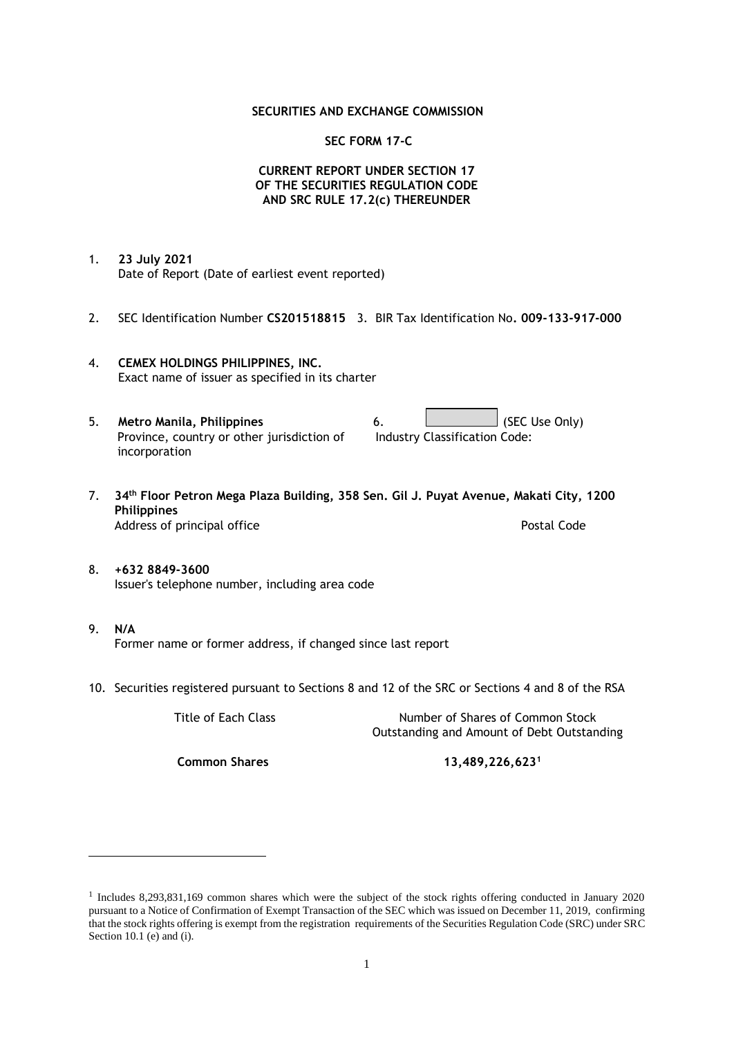**SECURITIES AND EXCHANGE COMMISSION**

**SEC FORM 17-C**

**CURRENT REPORT UNDER SECTION 17**
**OF THE SECURITIES REGULATION CODE**
**AND SRC RULE 17.2(c) THEREUNDER**

1. **23 July 2021**
   Date of Report (Date of earliest event reported)

2. SEC Identification Number **CS201518815** 3. BIR Tax Identification No**. 009-133-917-000**

4. **CEMEX HOLDINGS PHILIPPINES, INC.**
   Exact name of issuer as specified in its charter

5. **Metro Manila, Philippines**
   Province, country or other jurisdiction of incorporation

6. (SEC Use Only)
   Industry Classification Code:

7. **34th Floor Petron Mega Plaza Building, 358 Sen. Gil J. Puyat Avenue, Makati City, 1200 Philippines**
   Address of principal office Postal Code

8. **+632 8849-3600**
   Issuer's telephone number, including area code

9. **N/A**
   Former name or former address, if changed since last report

10. Securities registered pursuant to Sections 8 and 12 of the SRC or Sections 4 and 8 of the RSA

| Title of Each Class | Number of Shares of Common Stock Outstanding and Amount of Debt Outstanding |
|---|---|
| **Common Shares** | **13,489,226,623[1]** |

[1] Includes 8,293,831,169 common shares which were the subject of the stock rights offering conducted in January 2020 pursuant to a Notice of Confirmation of Exempt Transaction of the SEC which was issued on December 11, 2019, confirming that the stock rights offering is exempt from the registration requirements of the Securities Regulation Code (SRC) under SRC Section 10.1 (e) and (i).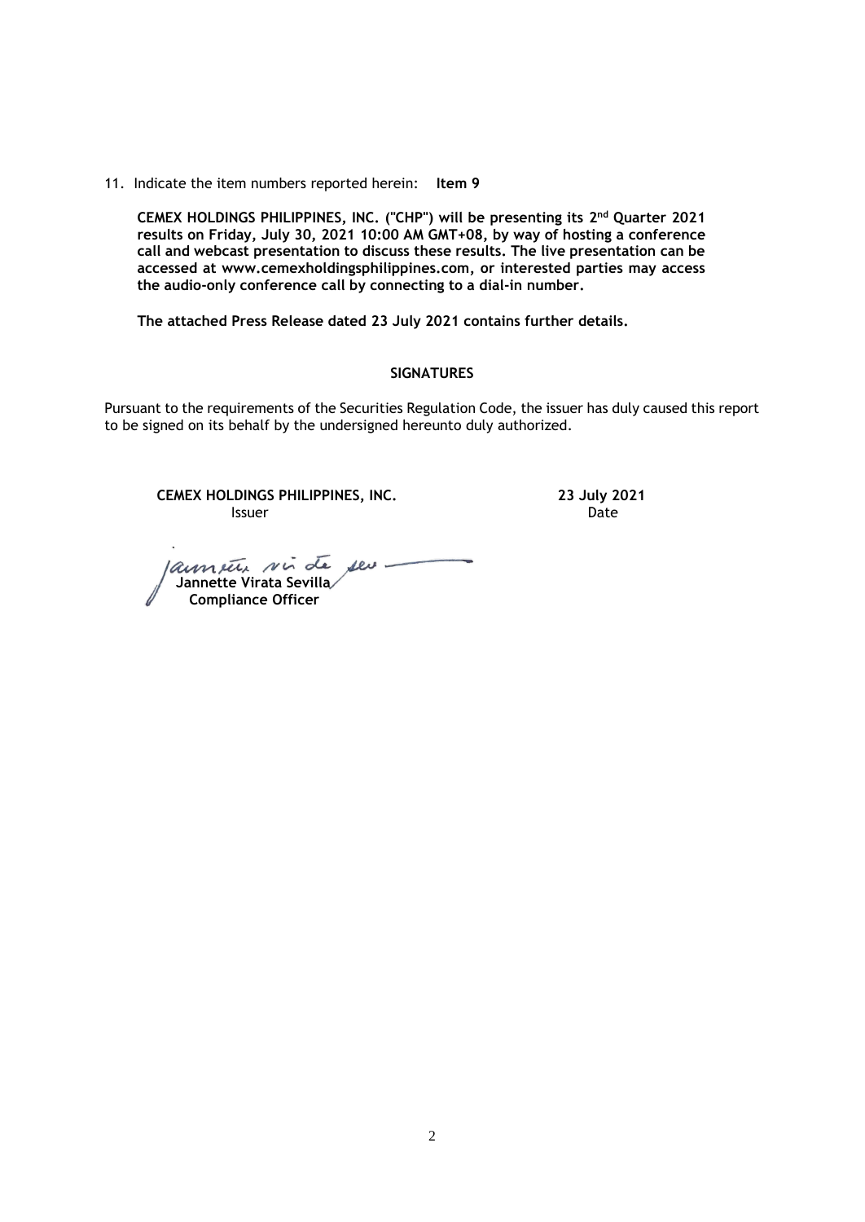11. Indicate the item numbers reported herein: **Item 9**

**CEMEX HOLDINGS PHILIPPINES, INC. ("CHP") will be presenting its 2nd Quarter 2021 results on Friday, July 30, 2021 10:00 AM GMT+08, by way of hosting a conference call and webcast presentation to discuss these results. The live presentation can be accessed at www.cemexholdingsphilippines.com, or interested parties may access the audio-only conference call by connecting to a dial-in number.**

**The attached Press Release dated 23 July 2021 contains further details.**

**SIGNATURES**

Pursuant to the requirements of the Securities Regulation Code, the issuer has duly caused this report to be signed on its behalf by the undersigned hereunto duly authorized.

| | |
|---|---|
| **CEMEX HOLDINGS PHILIPPINES, INC.** | **23 July 2021** |
| Issuer | Date |

**Jannette Virata Sevilla**
**Compliance Officer**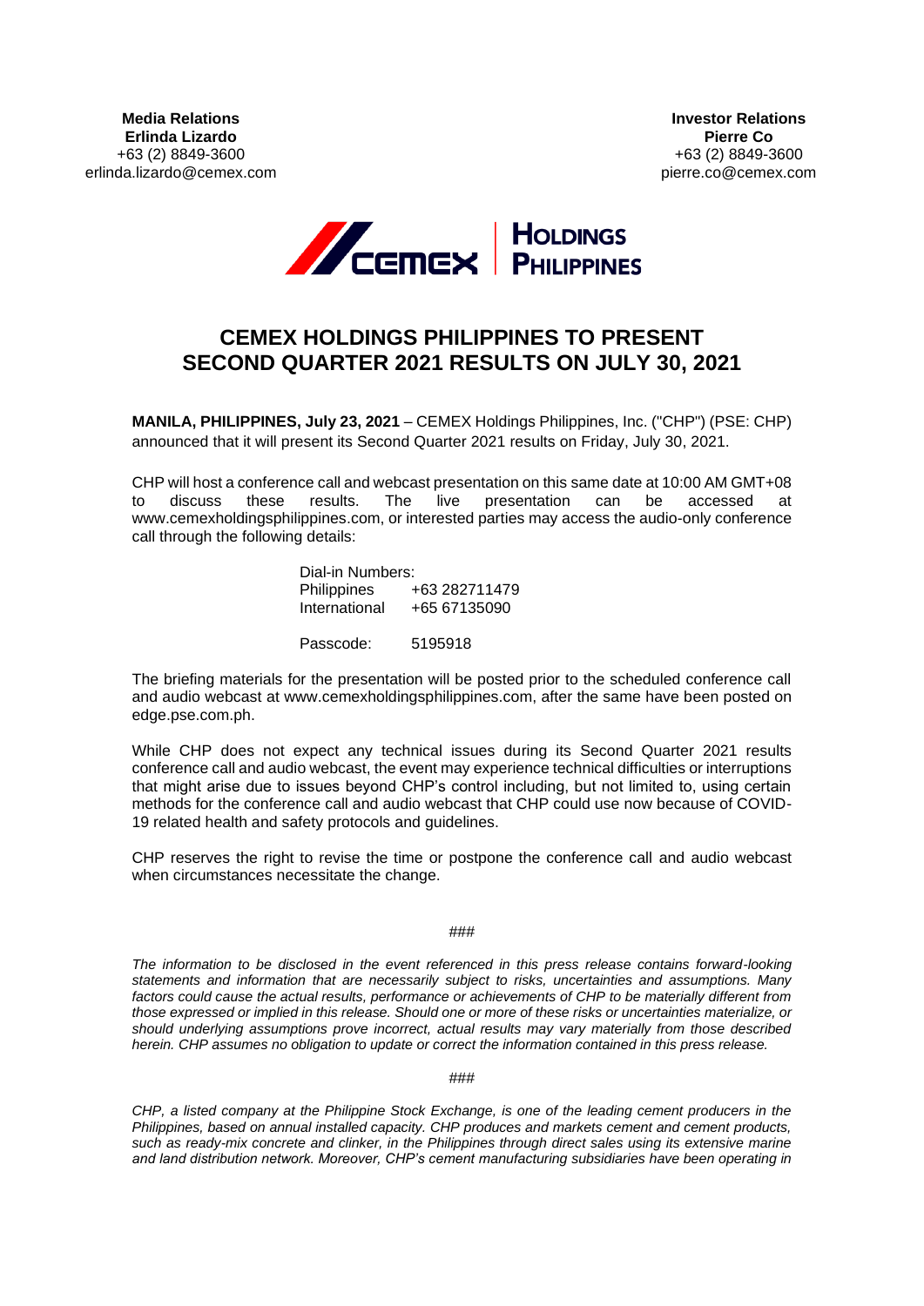**Media Relations**
**Erlinda Lizardo**
+63 (2) 8849-3600
erlinda.lizardo@cemex.com

**Investor Relations**
**Pierre Co**
+63 (2) 8849-3600
pierre.co@cemex.com

# CEMEX HOLDINGS PHILIPPINES TO PRESENT SECOND QUARTER 2021 RESULTS ON JULY 30, 2021

**MANILA, PHILIPPINES, July 23, 2021** – CEMEX Holdings Philippines, Inc. ("CHP") (PSE: CHP) announced that it will present its Second Quarter 2021 results on Friday, July 30, 2021.

CHP will host a conference call and webcast presentation on this same date at 10:00 AM GMT+08 to discuss these results. The live presentation can be accessed at www.cemexholdingsphilippines.com, or interested parties may access the audio-only conference call through the following details:

Dial-in Numbers:
Philippines +63 282711479
International +65 67135090

Passcode: 5195918

The briefing materials for the presentation will be posted prior to the scheduled conference call and audio webcast at www.cemexholdingsphilippines.com, after the same have been posted on edge.pse.com.ph.

While CHP does not expect any technical issues during its Second Quarter 2021 results conference call and audio webcast, the event may experience technical difficulties or interruptions that might arise due to issues beyond CHP's control including, but not limited to, using certain methods for the conference call and audio webcast that CHP could use now because of COVID-19 related health and safety protocols and guidelines.

CHP reserves the right to revise the time or postpone the conference call and audio webcast when circumstances necessitate the change.

###

*The information to be disclosed in the event referenced in this press release contains forward-looking statements and information that are necessarily subject to risks, uncertainties and assumptions. Many factors could cause the actual results, performance or achievements of CHP to be materially different from those expressed or implied in this release. Should one or more of these risks or uncertainties materialize, or should underlying assumptions prove incorrect, actual results may vary materially from those described herein. CHP assumes no obligation to update or correct the information contained in this press release.*

###

*CHP, a listed company at the Philippine Stock Exchange, is one of the leading cement producers in the Philippines, based on annual installed capacity. CHP produces and markets cement and cement products, such as ready-mix concrete and clinker, in the Philippines through direct sales using its extensive marine and land distribution network. Moreover, CHP's cement manufacturing subsidiaries have been operating in*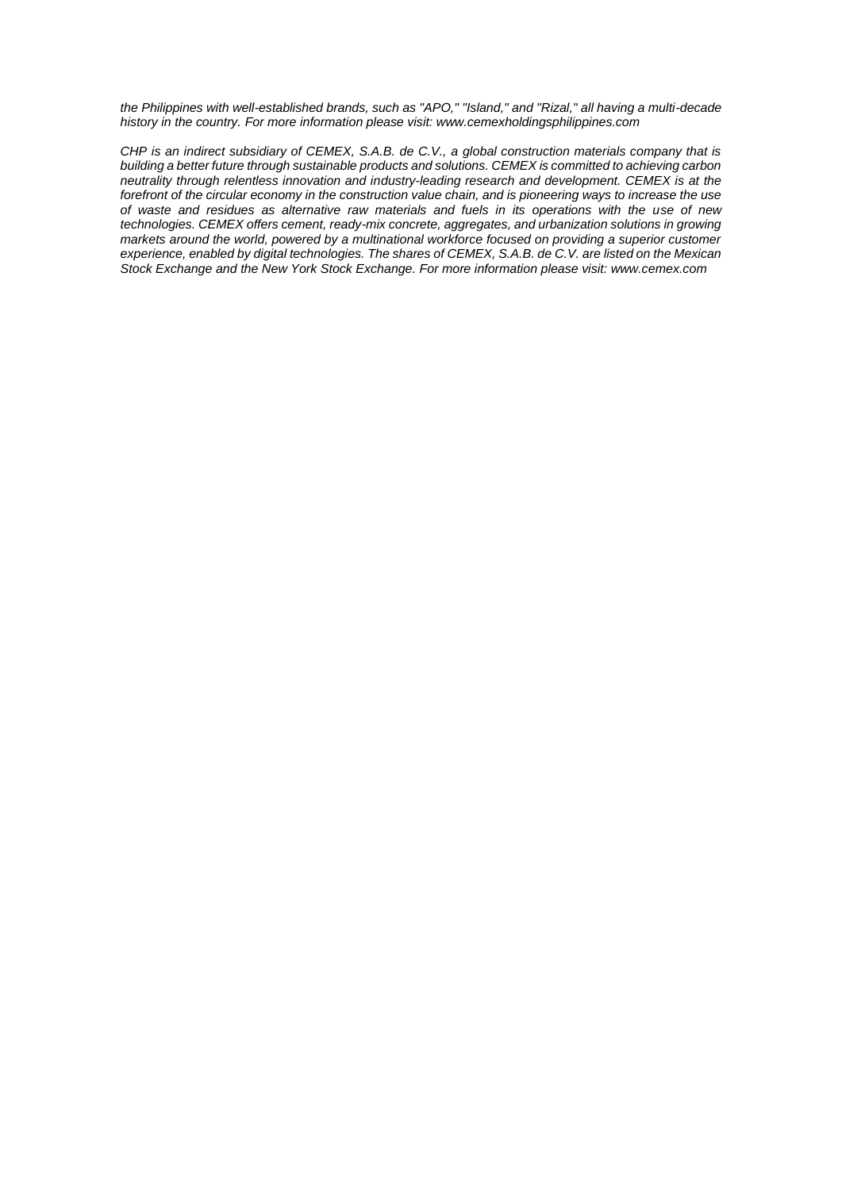*the Philippines with well-established brands, such as "APO," "Island," and "Rizal," all having a multi-decade history in the country. For more information please visit: www.cemexholdingsphilippines.com*

*CHP is an indirect subsidiary of CEMEX, S.A.B. de C.V., a global construction materials company that is building a better future through sustainable products and solutions. CEMEX is committed to achieving carbon neutrality through relentless innovation and industry-leading research and development. CEMEX is at the forefront of the circular economy in the construction value chain, and is pioneering ways to increase the use of waste and residues as alternative raw materials and fuels in its operations with the use of new technologies. CEMEX offers cement, ready-mix concrete, aggregates, and urbanization solutions in growing markets around the world, powered by a multinational workforce focused on providing a superior customer experience, enabled by digital technologies. The shares of CEMEX, S.A.B. de C.V. are listed on the Mexican Stock Exchange and the New York Stock Exchange. For more information please visit: www.cemex.com*